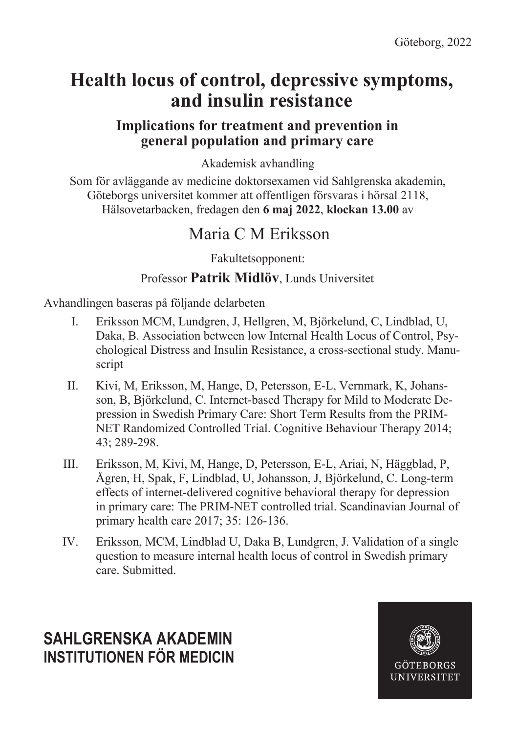Göteborg, 2022

# Health locus of control, depressive symptoms, and insulin resistance

## Implications for treatment and prevention in general population and primary care

Akademisk avhandling

Som för avläggande av medicine doktorsexamen vid Sahlgrenska akademin, Göteborgs universitet kommer att offentligen försvaras i hörsal 2118, Hälsovetarbacken, fredagen den **6 maj 2022**, **klockan 13.00** av

Maria C M Eriksson

Fakultetsopponent:

Professor **Patrik Midlöv**, Lunds Universitet

Avhandlingen baseras på följande delarbeten

I. Eriksson MCM, Lundgren, J, Hellgren, M, Björkelund, C, Lindblad, U, Daka, B. Association between low Internal Health Locus of Control, Psychological Distress and Insulin Resistance, a cross-sectional study. Manuscript

II. Kivi, M, Eriksson, M, Hange, D, Petersson, E-L, Vernmark, K, Johansson, B, Björkelund, C. Internet-based Therapy for Mild to Moderate Depression in Swedish Primary Care: Short Term Results from the PRIM-NET Randomized Controlled Trial. Cognitive Behaviour Therapy 2014; 43; 289-298.

III. Eriksson, M, Kivi, M, Hange, D, Petersson, E-L, Ariai, N, Häggblad, P, Ågren, H, Spak, F, Lindblad, U, Johansson, J, Björkelund, C. Long-term effects of internet-delivered cognitive behavioral therapy for depression in primary care: The PRIM-NET controlled trial. Scandinavian Journal of primary health care 2017; 35: 126-136.

IV. Eriksson, MCM, Lindblad U, Daka B, Lundgren, J. Validation of a single question to measure internal health locus of control in Swedish primary care. Submitted.

**SAHLGRENSKA AKADEMIN**
**INSTITUTIONEN FÖR MEDICIN**

GÖTEBORGS UNIVERSITET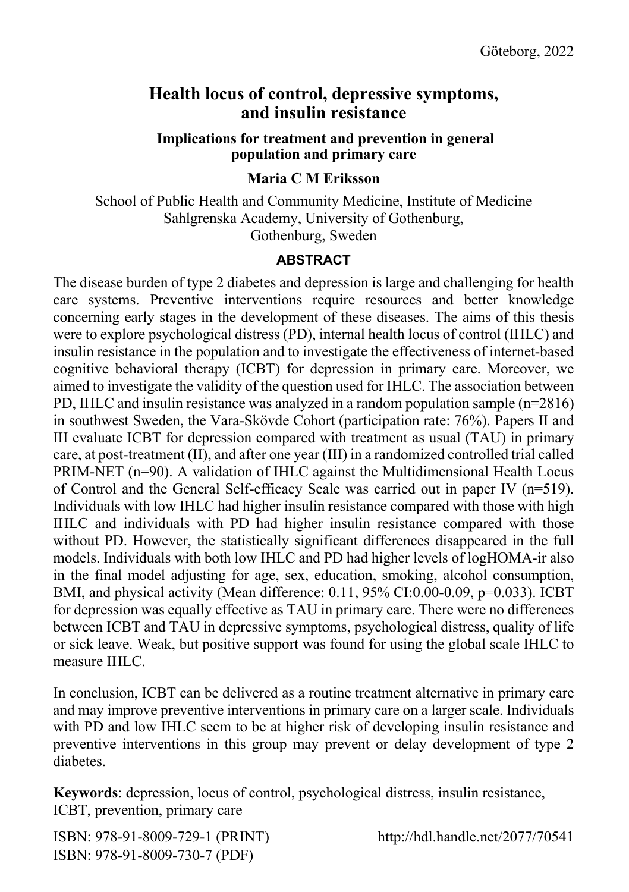Göteborg, 2022

# Health locus of control, depressive symptoms, and insulin resistance

### Implications for treatment and prevention in general population and primary care

**Maria C M Eriksson**

School of Public Health and Community Medicine, Institute of Medicine
Sahlgrenska Academy, University of Gothenburg,
Gothenburg, Sweden

## ABSTRACT

The disease burden of type 2 diabetes and depression is large and challenging for health care systems. Preventive interventions require resources and better knowledge concerning early stages in the development of these diseases. The aims of this thesis were to explore psychological distress (PD), internal health locus of control (IHLC) and insulin resistance in the population and to investigate the effectiveness of internet-based cognitive behavioral therapy (ICBT) for depression in primary care. Moreover, we aimed to investigate the validity of the question used for IHLC. The association between PD, IHLC and insulin resistance was analyzed in a random population sample (n=2816) in southwest Sweden, the Vara-Skövde Cohort (participation rate: 76%). Papers II and III evaluate ICBT for depression compared with treatment as usual (TAU) in primary care, at post-treatment (II), and after one year (III) in a randomized controlled trial called PRIM-NET (n=90). A validation of IHLC against the Multidimensional Health Locus of Control and the General Self-efficacy Scale was carried out in paper IV (n=519). Individuals with low IHLC had higher insulin resistance compared with those with high IHLC and individuals with PD had higher insulin resistance compared with those without PD. However, the statistically significant differences disappeared in the full models. Individuals with both low IHLC and PD had higher levels of logHOMA-ir also in the final model adjusting for age, sex, education, smoking, alcohol consumption, BMI, and physical activity (Mean difference: 0.11, 95% CI:0.00-0.09, p=0.033). ICBT for depression was equally effective as TAU in primary care. There were no differences between ICBT and TAU in depressive symptoms, psychological distress, quality of life or sick leave. Weak, but positive support was found for using the global scale IHLC to measure IHLC.

In conclusion, ICBT can be delivered as a routine treatment alternative in primary care and may improve preventive interventions in primary care on a larger scale. Individuals with PD and low IHLC seem to be at higher risk of developing insulin resistance and preventive interventions in this group may prevent or delay development of type 2 diabetes.

**Keywords**: depression, locus of control, psychological distress, insulin resistance, ICBT, prevention, primary care

ISBN: 978-91-8009-729-1 (PRINT)
ISBN: 978-91-8009-730-7 (PDF)

http://hdl.handle.net/2077/70541